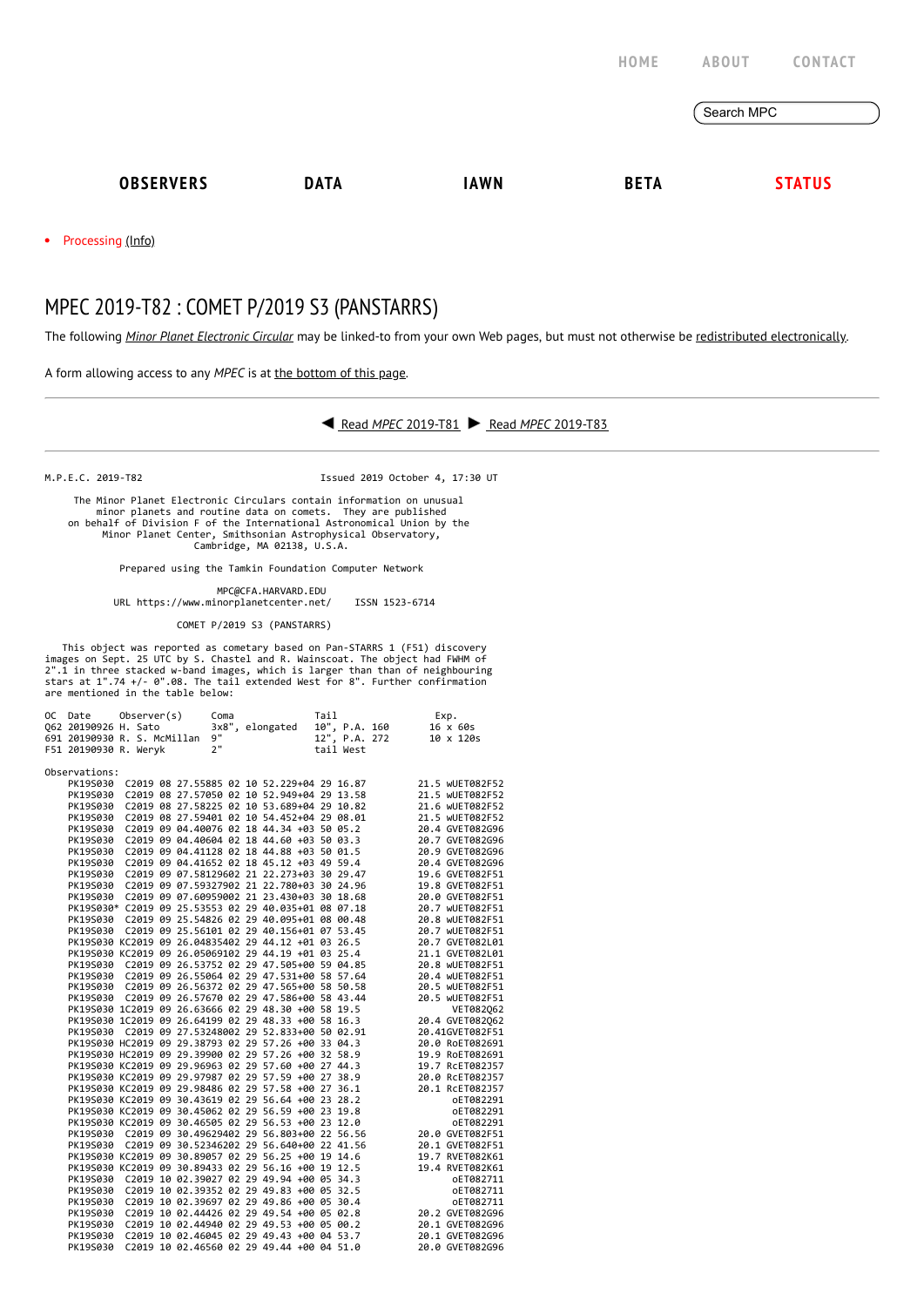HOME ABOUT CONTACT

Search MPC

OBSERVERS DATA IAWN BETA STATUS

- Processing (Info)

# MPEC 2019-T82 : COMET P/2019 S3 (PANSTARRS)

The following *Minor Planet Electronic Circular* may be linked-to from your own Web pages, but must not otherwise be redistributed electronically.

A form allowing access to any *MPEC* is at the bottom of this page.

◀ Read *MPEC* 2019-T81 ▶ Read *MPEC* 2019-T83

```
M.P.E.C. 2019-T82                               Issued 2019 October 4, 17:30 UT

     The Minor Planet Electronic Circulars contain information on unusual
         minor planets and routine data on comets.  They are published
    on behalf of Division F of the International Astronomical Union by the
          Minor Planet Center, Smithsonian Astrophysical Observatory,
                          Cambridge, MA 02138, U.S.A.

                 Prepared using the Tamkin Foundation Computer Network

                              MPC@CFA.HARVARD.EDU
           URL https://www.minorplanetcenter.net/     ISSN 1523-6714

                           COMET P/2019 S3 (PANSTARRS)

    This object was reported as cometary based on Pan-STARRS 1 (F51) discovery
images on Sept. 25 UTC by S. Chastel and R. Wainscoat. The object had FWHM of
2".1 in three stacked w-band images, which is larger than than of neighbouring
stars at 1".74 +/- 0".08. The tail extended West for 8". Further confirmation
are mentioned in the table below:

OC  Date      Observer(s)     Coma                Tail               Exp.
Q62 20190926 H. Sato          3x8", elongated     10", P.A. 160       16 x 60s
691 20190930 R. S. McMillan  9"                   12", P.A. 272       10 x 120s
F51 20190930 R. Weryk         2"                  tail West

Observations:
    PK19S030  C2019 08 27.55885 02 10 52.229+04 29 16.87          21.5 wUET082F52
    PK19S030  C2019 08 27.57050 02 10 52.949+04 29 13.58          21.5 wUET082F52
    PK19S030  C2019 08 27.58225 02 10 53.689+04 29 10.82          21.6 wUET082F52
    PK19S030  C2019 08 27.59401 02 10 54.452+04 29 08.01          21.5 wUET082F52
    PK19S030  C2019 09 04.40076 02 18 44.34 +03 50 05.2           20.4 GVET082G96
    PK19S030  C2019 09 04.40604 02 18 44.60 +03 50 03.3           20.7 GVET082G96
    PK19S030  C2019 09 04.41128 02 18 44.88 +03 50 01.5           20.9 GVET082G96
    PK19S030  C2019 09 04.41652 02 18 45.12 +03 49 59.4           20.4 GVET082G96
    PK19S030  C2019 09 07.58129602 21 22.273+03 30 29.47          19.6 GVET082F51
    PK19S030  C2019 09 07.59327902 21 22.780+03 30 24.96          19.8 GVET082F51
    PK19S030  C2019 09 07.60959002 21 23.430+03 30 18.68          20.0 GVET082F51
    PK19S030* C2019 09 25.53553 02 29 40.035+01 08 07.18          20.7 wUET082F51
    PK19S030  C2019 09 25.54826 02 29 40.095+01 08 00.48          20.8 wUET082F51
    PK19S030  C2019 09 25.56101 02 29 40.156+01 07 53.45          20.7 wUET082F51
    PK19S030 KC2019 09 26.04835402 29 44.12 +01 03 26.5           20.7 GVET082L01
    PK19S030 KC2019 09 26.05069102 29 44.19 +01 03 25.4           21.1 GVET082L01
    PK19S030  C2019 09 26.53752 02 29 47.505+00 59 04.85          20.8 wUET082F51
    PK19S030  C2019 09 26.55064 02 29 47.531+00 58 57.64          20.4 wUET082F51
    PK19S030  C2019 09 26.56372 02 29 47.565+00 58 50.58          20.5 wUET082F51
    PK19S030  C2019 09 26.57670 02 29 47.586+00 58 43.44          20.5 wUET082F51
    PK19S030 1C2019 09 26.63666 02 29 48.30 +00 58 19.5                VET082Q62
    PK19S030 1C2019 09 26.64199 02 29 48.33 +00 58 16.3           20.4 GVET082Q62
    PK19S030  C2019 09 27.53248002 29 52.833+00 50 02.91          20.41GVET082F51
    PK19S030 HC2019 09 29.38793 02 29 57.26 +00 33 04.3           20.0 RoET082691
    PK19S030 HC2019 09 29.39900 02 29 57.26 +00 32 58.9           19.9 RoET082691
    PK19S030 KC2019 09 29.96963 02 29 57.60 +00 27 44.3           19.7 RcET082J57
    PK19S030 KC2019 09 29.97987 02 29 57.59 +00 27 38.9           20.0 RcET082J57
    PK19S030 KC2019 09 29.98486 02 29 57.58 +00 27 36.1           20.1 RcET082J57
    PK19S030 KC2019 09 30.43619 02 29 56.64 +00 23 28.2                oET082291
    PK19S030 KC2019 09 30.45062 02 29 56.59 +00 23 19.8                oET082291
    PK19S030 KC2019 09 30.46505 02 29 56.53 +00 23 12.0                oET082291
    PK19S030  C2019 09 30.49629402 29 56.803+00 22 56.56          20.0 GVET082F51
    PK19S030  C2019 09 30.52346202 29 56.640+00 22 41.56          20.1 GVET082F51
    PK19S030 KC2019 09 30.89057 02 29 56.25 +00 19 14.6           19.7 RVET082K61
    PK19S030 KC2019 09 30.89433 02 29 56.16 +00 19 12.5           19.4 RVET082K61
    PK19S030  C2019 10 02.39027 02 29 49.94 +00 05 34.3                oET082711
    PK19S030  C2019 10 02.39352 02 29 49.83 +00 05 32.5                oET082711
    PK19S030  C2019 10 02.39697 02 29 49.86 +00 05 30.4                oET082711
    PK19S030  C2019 10 02.44426 02 29 49.54 +00 05 02.8           20.2 GVET082G96
    PK19S030  C2019 10 02.44940 02 29 49.53 +00 05 00.2           20.1 GVET082G96
    PK19S030  C2019 10 02.46045 02 29 49.43 +00 04 53.7           20.1 GVET082G96
    PK19S030  C2019 10 02.46560 02 29 49.44 +00 04 51.0           20.0 GVET082G96
```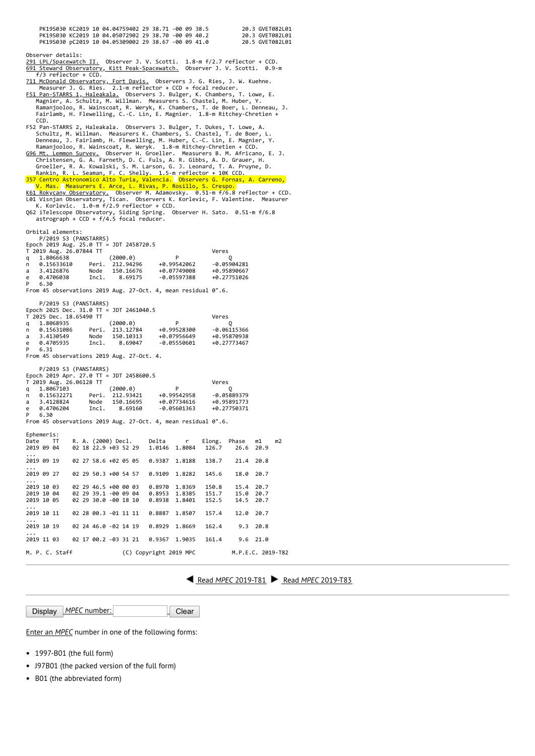```
     PK19S030 KC2019 10 04.04759402 29 38.71 -00 09 38.5          20.3 GVET082L01
     PK19S030 KC2019 10 04.05072902 29 38.70 -00 09 40.2          20.3 GVET082L01
     PK19S030 pC2019 10 04.05309002 29 38.67 -00 09 41.0          20.5 GVET082L01
```

Observer details:

```
291 LPL/Spacewatch II.  Observer J. V. Scotti.  1.8-m f/2.7 reflector + CCD.
691 Steward Observatory, Kitt Peak-Spacewatch.  Observer J. V. Scotti.  0.9-m
   f/3 reflector + CCD.
711 McDonald Observatory, Fort Davis.  Observers J. G. Ries, J. W. Kuehne.
   Measurer J. G. Ries.  2.1-m reflector + CCD + focal reducer.
F51 Pan-STARRS 1, Haleakala.  Observers J. Bulger, K. Chambers, T. Lowe, E.
   Magnier, A. Schultz, M. Willman.  Measurers S. Chastel, M. Huber, Y.
   Ramanjooloo, R. Wainscoat, R. Weryk, K. Chambers, T. de Boer, L. Denneau, J.
   Fairlamb, H. Flewelling, C.-C. Lin, E. Magnier.  1.8-m Ritchey-Chretien +
   CCD.
F52 Pan-STARRS 2, Haleakala.  Observers J. Bulger, T. Dukes, T. Lowe, A.
   Schultz, M. Willman.  Measurers K. Chambers, S. Chastel, T. de Boer, L.
   Denneau, J. Fairlamb, H. Flewelling, M. Huber, C.-C. Lin, E. Magnier, Y.
   Ramanjooloo, R. Wainscoat, R. Weryk.  1.8-m Ritchey-Chretien + CCD.
G96 Mt. Lemmon Survey.  Observer H. Groeller.  Measurers B. M. Africano, E. J.
   Christensen, G. A. Farneth, D. C. Fuls, A. R. Gibbs, A. D. Grauer, H.
   Groeller, R. A. Kowalski, S. M. Larson, G. J. Leonard, T. A. Pruyne, D.
   Rankin, R. L. Seaman, F. C. Shelly.  1.5-m reflector + 10K CCD.
J57 Centro Astronomico Alto Turia, Valencia.  Observers G. Fornas, A. Carreno,
   V. Mas.  Measurers E. Arce, L. Rivas, P. Rosillo, S. Crespo.
K61 Rokycany Observatory.  Observer M. Adamovsky.  0.51-m f/6.8 reflector + CCD.
L01 Visnjan Observatory, Tican.  Observers K. Korlevic, F. Valentine.  Measurer
   K. Korlevic.  1.0-m f/2.9 reflector + CCD.
Q62 iTelescope Observatory, Siding Spring.  Observer H. Sato.  0.51-m f/6.8
   astrograph + CCD + f/4.5 focal reducer.
```

Orbital elements:

```
    P/2019 S3 (PANSTARRS)
Epoch 2019 Aug. 25.0 TT = JDT 2458720.5
T 2019 Aug. 26.07844 TT                                 Veres
q   1.8066638            (2000.0)            P                 Q
n   0.15633610      Peri.  212.94296     +0.99542062      -0.05904281
a   3.4126876       Node   150.16676     +0.07749008      +0.95890667
e   0.4706038       Incl.    8.69175     -0.05597388      +0.27751026
P   6.30
From 45 observations 2019 Aug. 27-Oct. 4, mean residual 0".6.

    P/2019 S3 (PANSTARRS)
Epoch 2025 Dec. 31.0 TT = JDT 2461040.5
T 2025 Dec. 18.65490 TT                                 Veres
q   1.8068935            (2000.0)            P                 Q
n   0.15631086      Peri.  213.12784     +0.99528300      -0.06115366
a   3.4130549       Node   150.10313     +0.07956649      +0.95870938
e   0.4705935       Incl.    8.69047     -0.05550601      +0.27773467
P   6.31
From 45 observations 2019 Aug. 27-Oct. 4.

    P/2019 S3 (PANSTARRS)
Epoch 2019 Apr. 27.0 TT = JDT 2458600.5
T 2019 Aug. 26.06128 TT                                 Veres
q   1.8067103            (2000.0)            P                 Q
n   0.15632271      Peri.  212.93421     +0.99542958      -0.05889379
a   3.4128824       Node   150.16695     +0.07734616      +0.95891773
e   0.4706204       Incl.    8.69160     -0.05601363      +0.27750371
P   6.30
From 45 observations 2019 Aug. 27-Oct. 4, mean residual 0".6.
```

Ephemeris:

```
Date    TT     R. A. (2000) Decl.     Delta     r     Elong.  Phase    m1     m2
2019 09 04     02 18 22.9 +03 52 29   1.0146  1.8084   126.7   26.6   20.9
...
2019 09 19     02 27 58.6 +02 05 05   0.9387  1.8188   138.7   21.4   20.8
...
2019 09 27     02 29 50.3 +00 54 57   0.9109  1.8282   145.6   18.0   20.7
...
2019 10 03     02 29 46.5 +00 00 03   0.8970  1.8369   150.8   15.4   20.7
2019 10 04     02 29 39.1 -00 09 04   0.8953  1.8385   151.7   15.0   20.7
2019 10 05     02 29 30.0 -00 18 10   0.8938  1.8401   152.5   14.5   20.7
...
2019 10 11     02 28 00.3 -01 11 11   0.8887  1.8507   157.4   12.0   20.7
...
2019 10 19     02 24 46.0 -02 14 19   0.8929  1.8669   162.4    9.3   20.8
...
2019 11 03     02 17 00.2 -03 31 21   0.9367  1.9035   161.4    9.6   21.0
```

M. P. C. Staff    (C) Copyright 2019 MPC    M.P.E.C. 2019-T82

Read *MPEC* 2019-T81 Read *MPEC* 2019-T83

Display *MPEC* number: Clear

Enter an *MPEC* number in one of the following forms:

- 1997-B01 (the full form)
- J97B01 (the packed version of the full form)
- B01 (the abbreviated form)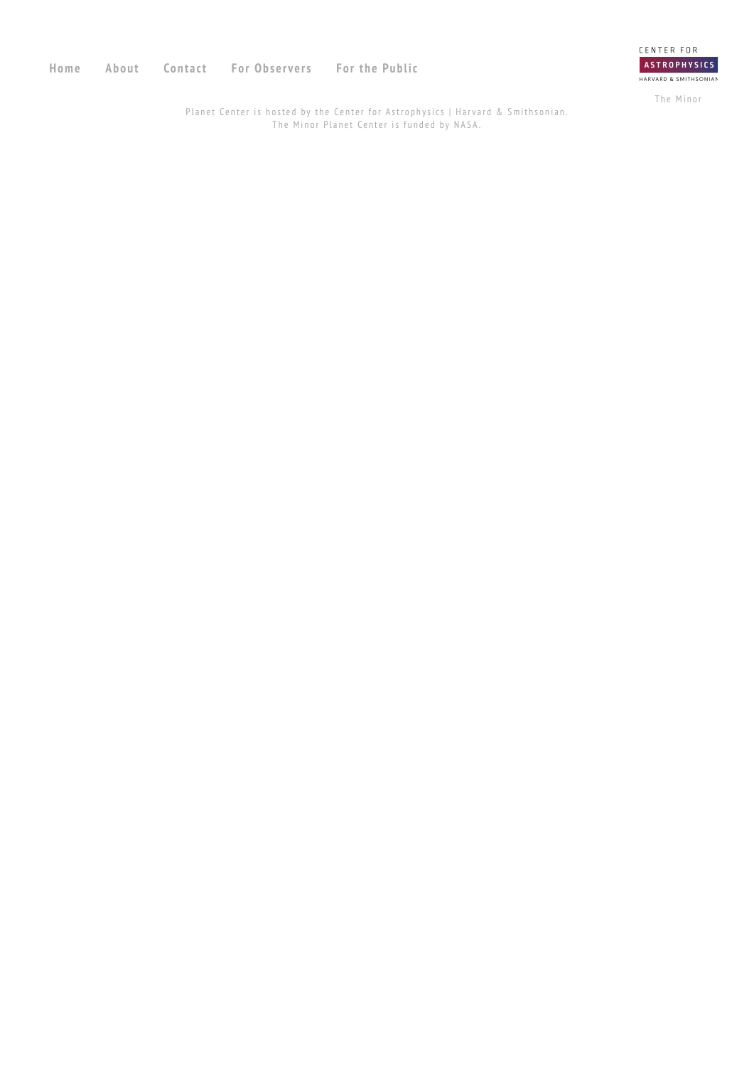Home About Contact For Observers For the Public

CENTER FOR ASTROPHYSICS HARVARD & SMITHSONIAN

The Minor Planet Center is hosted by the Center for Astrophysics | Harvard & Smithsonian.
The Minor Planet Center is funded by NASA.